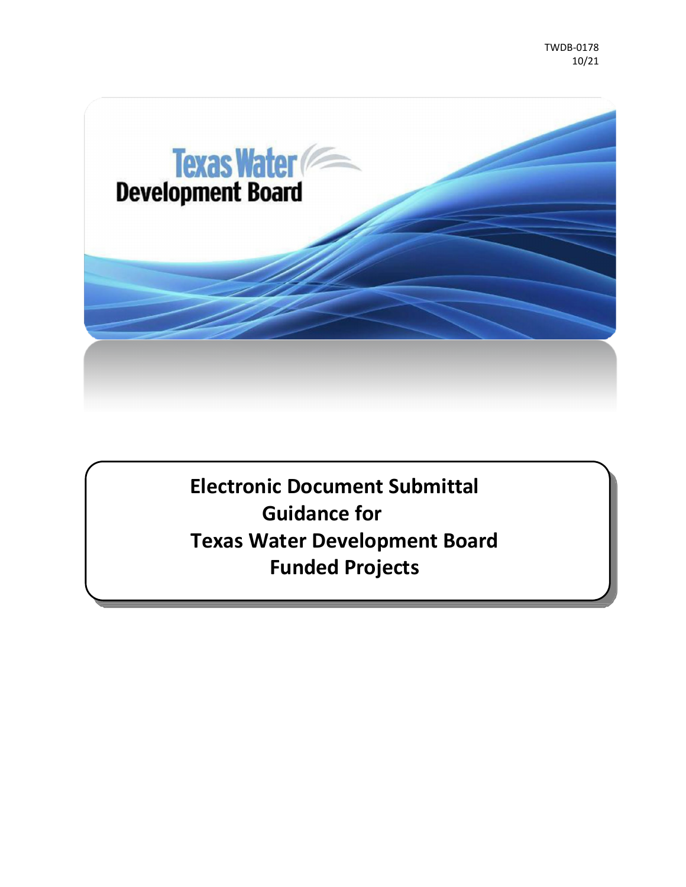TWDB-0178
10/21

Texas Water Development Board

# Electronic Document Submittal Guidance for Texas Water Development Board Funded Projects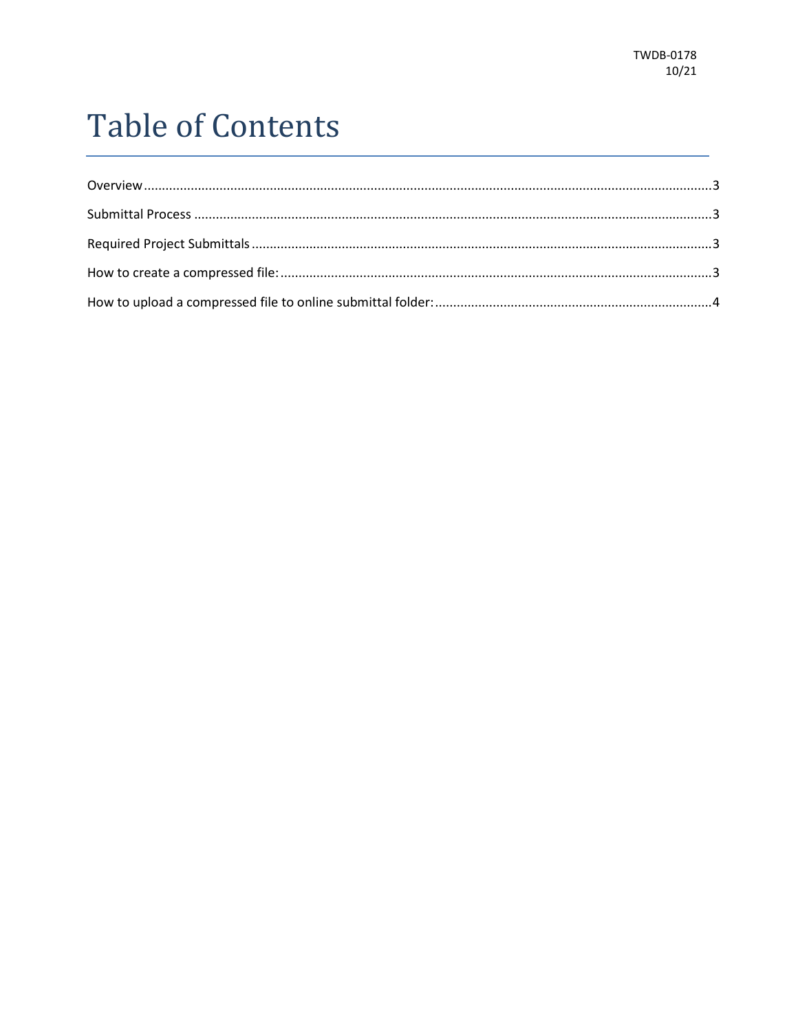TWDB-0178
10/21

# Table of Contents

Overview ....................................................................................................................................3

Submittal Process ......................................................................................................................3

Required Project Submittals ......................................................................................................3

How to create a compressed file: ..............................................................................................3

How to upload a compressed file to online submittal folder: ....................................................4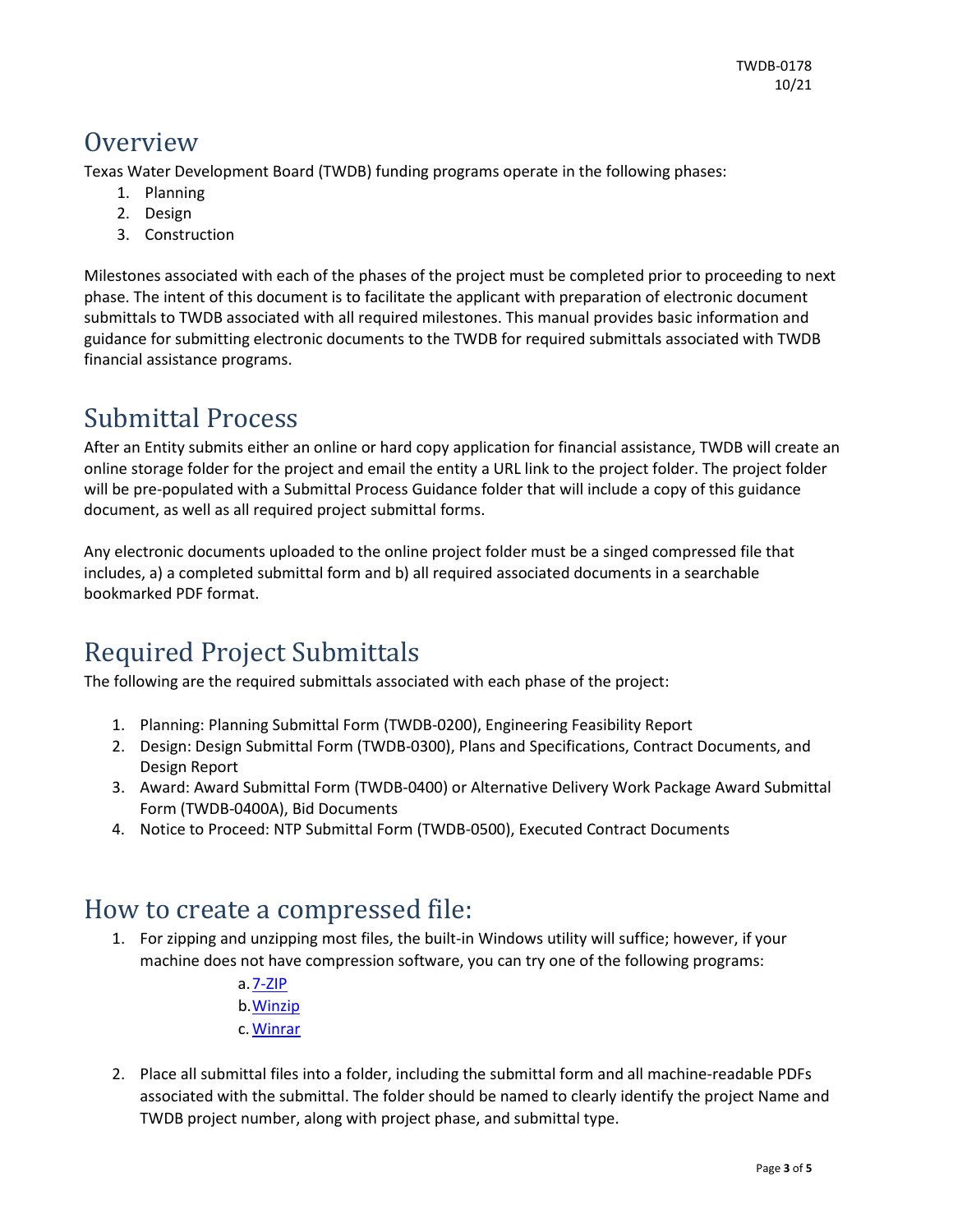# Overview

Texas Water Development Board (TWDB) funding programs operate in the following phases:

1. Planning
2. Design
3. Construction

Milestones associated with each of the phases of the project must be completed prior to proceeding to next phase. The intent of this document is to facilitate the applicant with preparation of electronic document submittals to TWDB associated with all required milestones. This manual provides basic information and guidance for submitting electronic documents to the TWDB for required submittals associated with TWDB financial assistance programs.

# Submittal Process

After an Entity submits either an online or hard copy application for financial assistance, TWDB will create an online storage folder for the project and email the entity a URL link to the project folder. The project folder will be pre-populated with a Submittal Process Guidance folder that will include a copy of this guidance document, as well as all required project submittal forms.

Any electronic documents uploaded to the online project folder must be a singed compressed file that includes, a) a completed submittal form and b) all required associated documents in a searchable bookmarked PDF format.

# Required Project Submittals

The following are the required submittals associated with each phase of the project:

1. Planning: Planning Submittal Form (TWDB-0200), Engineering Feasibility Report
2. Design: Design Submittal Form (TWDB-0300), Plans and Specifications, Contract Documents, and Design Report
3. Award: Award Submittal Form (TWDB-0400) or Alternative Delivery Work Package Award Submittal Form (TWDB-0400A), Bid Documents
4. Notice to Proceed: NTP Submittal Form (TWDB-0500), Executed Contract Documents

# How to create a compressed file:

1. For zipping and unzipping most files, the built-in Windows utility will suffice; however, if your machine does not have compression software, you can try one of the following programs:
   a. 7-ZIP
   b. Winzip
   c. Winrar
2. Place all submittal files into a folder, including the submittal form and all machine-readable PDFs associated with the submittal. The folder should be named to clearly identify the project Name and TWDB project number, along with project phase, and submittal type.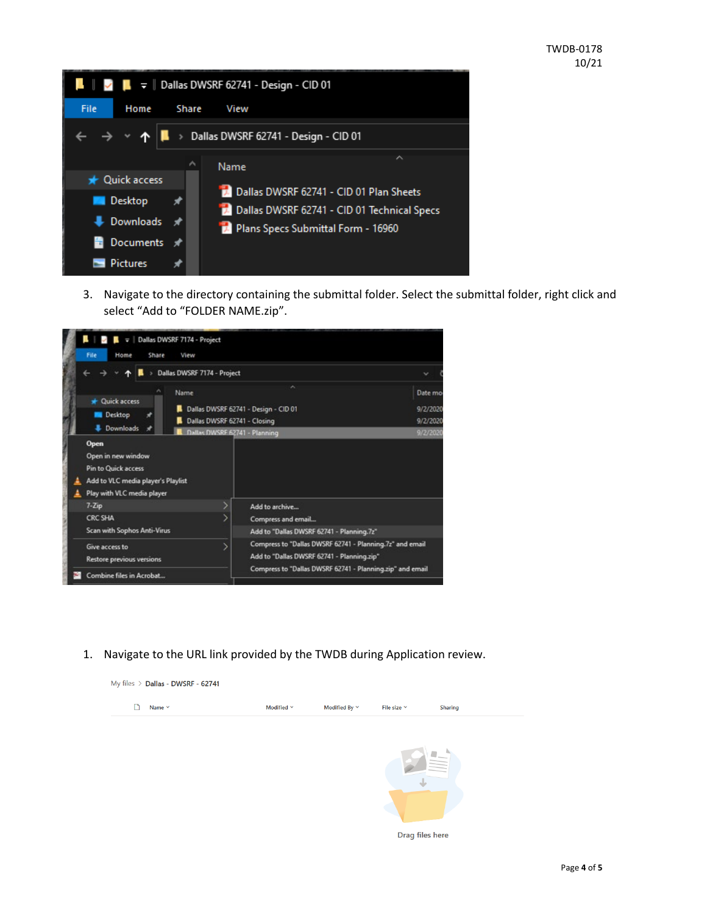3. Navigate to the directory containing the submittal folder. Select the submittal folder, right click and select “Add to “FOLDER NAME.zip”.

1. Navigate to the URL link provided by the TWDB during Application review.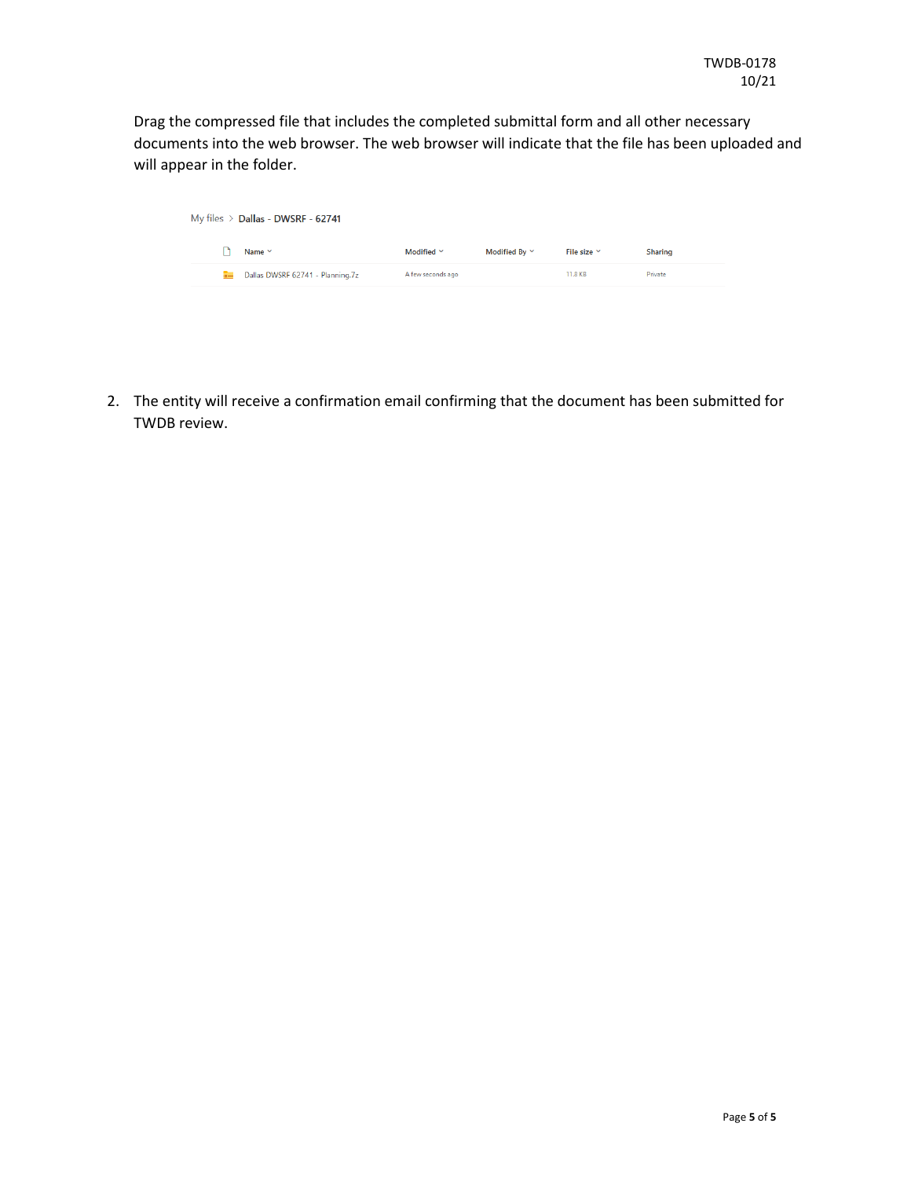Drag the compressed file that includes the completed submittal form and all other necessary documents into the web browser. The web browser will indicate that the file has been uploaded and will appear in the folder.

My files > **Dallas - DWSRF - 62741**

| Name | Modified | Modified By | File size | Sharing |
|---|---|---|---|---|
| Dallas DWSRF 62741 - Planning.7z | A few seconds ago | | 11.8 KB | Private |

2. The entity will receive a confirmation email confirming that the document has been submitted for TWDB review.